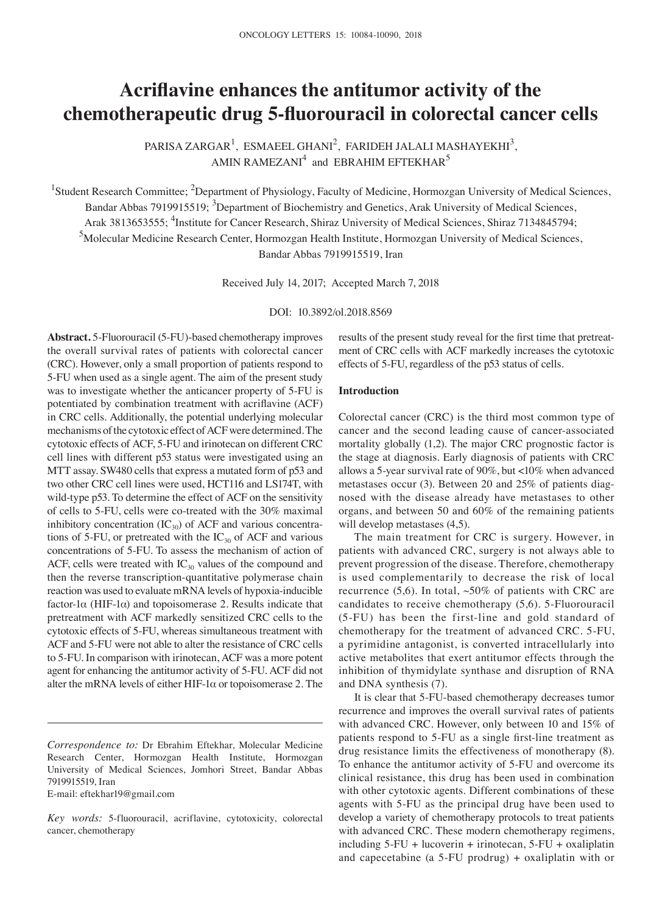# Acriflavine enhances the antitumor activity of the chemotherapeutic drug 5-fluorouracil in colorectal cancer cells

PARISA ZARGAR[1], ESMAEEL GHANI[2], FARIDEH JALALI MASHAYEKHI[3], AMIN RAMEZANI[4] and EBRAHIM EFTEKHAR[5]

[1]Student Research Committee; [2]Department of Physiology, Faculty of Medicine, Hormozgan University of Medical Sciences, Bandar Abbas 7919915519; [3]Department of Biochemistry and Genetics, Arak University of Medical Sciences, Arak 3813653555; [4]Institute for Cancer Research, Shiraz University of Medical Sciences, Shiraz 7134845794; [5]Molecular Medicine Research Center, Hormozgan Health Institute, Hormozgan University of Medical Sciences, Bandar Abbas 7919915519, Iran

Received July 14, 2017; Accepted March 7, 2018

DOI: 10.3892/ol.2018.8569

**Abstract.** 5-Fluorouracil (5-FU)-based chemotherapy improves the overall survival rates of patients with colorectal cancer (CRC). However, only a small proportion of patients respond to 5-FU when used as a single agent. The aim of the present study was to investigate whether the anticancer property of 5-FU is potentiated by combination treatment with acriflavine (ACF) in CRC cells. Additionally, the potential underlying molecular mechanisms of the cytotoxic effect of ACF were determined. The cytotoxic effects of ACF, 5-FU and irinotecan on different CRC cell lines with different p53 status were investigated using an MTT assay. SW480 cells that express a mutated form of p53 and two other CRC cell lines were used, HCT116 and LS174T, with wild-type p53. To determine the effect of ACF on the sensitivity of cells to 5-FU, cells were co-treated with the 30% maximal inhibitory concentration ($IC_{30}$) of ACF and various concentrations of 5-FU, or pretreated with the $IC_{30}$ of ACF and various concentrations of 5-FU. To assess the mechanism of action of ACF, cells were treated with $IC_{30}$ values of the compound and then the reverse transcription-quantitative polymerase chain reaction was used to evaluate mRNA levels of hypoxia-inducible factor-1α (HIF-1α) and topoisomerase 2. Results indicate that pretreatment with ACF markedly sensitized CRC cells to the cytotoxic effects of 5-FU, whereas simultaneous treatment with ACF and 5-FU were not able to alter the resistance of CRC cells to 5-FU. In comparison with irinotecan, ACF was a more potent agent for enhancing the antitumor activity of 5-FU. ACF did not alter the mRNA levels of either HIF-1α or topoisomerase 2. The results of the present study reveal for the first time that pretreatment of CRC cells with ACF markedly increases the cytotoxic effects of 5-FU, regardless of the p53 status of cells.

*Correspondence to:* Dr Ebrahim Eftekhar, Molecular Medicine Research Center, Hormozgan Health Institute, Hormozgan University of Medical Sciences, Jomhori Street, Bandar Abbas 7919915519, Iran
E-mail: eftekhar19@gmail.com

*Key words:* 5-fluorouracil, acriflavine, cytotoxicity, colorectal cancer, chemotherapy

## Introduction

Colorectal cancer (CRC) is the third most common type of cancer and the second leading cause of cancer-associated mortality globally (1,2). The major CRC prognostic factor is the stage at diagnosis. Early diagnosis of patients with CRC allows a 5-year survival rate of 90%, but <10% when advanced metastases occur (3). Between 20 and 25% of patients diagnosed with the disease already have metastases to other organs, and between 50 and 60% of the remaining patients will develop metastases (4,5).

The main treatment for CRC is surgery. However, in patients with advanced CRC, surgery is not always able to prevent progression of the disease. Therefore, chemotherapy is used complementarily to decrease the risk of local recurrence (5,6). In total, ~50% of patients with CRC are candidates to receive chemotherapy (5,6). 5-Fluorouracil (5-FU) has been the first-line and gold standard of chemotherapy for the treatment of advanced CRC. 5-FU, a pyrimidine antagonist, is converted intracellularly into active metabolites that exert antitumor effects through the inhibition of thymidylate synthase and disruption of RNA and DNA synthesis (7).

It is clear that 5-FU-based chemotherapy decreases tumor recurrence and improves the overall survival rates of patients with advanced CRC. However, only between 10 and 15% of patients respond to 5-FU as a single first-line treatment as drug resistance limits the effectiveness of monotherapy (8). To enhance the antitumor activity of 5-FU and overcome its clinical resistance, this drug has been used in combination with other cytotoxic agents. Different combinations of these agents with 5-FU as the principal drug have been used to develop a variety of chemotherapy protocols to treat patients with advanced CRC. These modern chemotherapy regimens, including 5-FU + lucoverin + irinotecan, 5-FU + oxaliplatin and capecetabine (a 5-FU prodrug) + oxaliplatin with or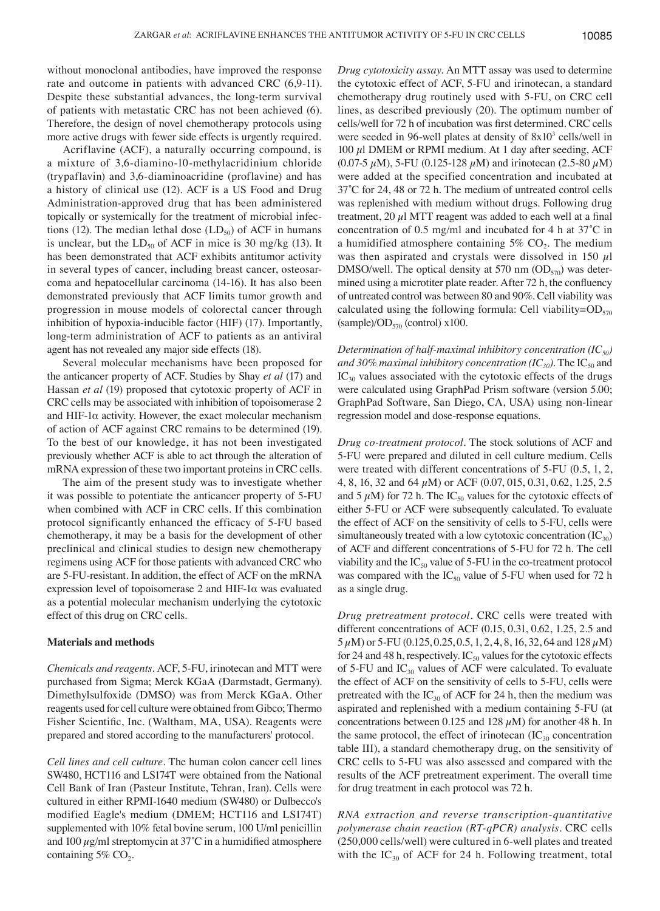without monoclonal antibodies, have improved the response rate and outcome in patients with advanced CRC (6,9-11). Despite these substantial advances, the long-term survival of patients with metastatic CRC has not been achieved (6). Therefore, the design of novel chemotherapy protocols using more active drugs with fewer side effects is urgently required.

Acriflavine (ACF), a naturally occurring compound, is a mixture of 3,6-diamino-10-methylacridinium chloride (trypaflavin) and 3,6-diaminoacridine (proflavine) and has a history of clinical use (12). ACF is a US Food and Drug Administration-approved drug that has been administered topically or systemically for the treatment of microbial infections (12). The median lethal dose ($LD_{50}$) of ACF in humans is unclear, but the $LD_{50}$ of ACF in mice is 30 mg/kg (13). It has been demonstrated that ACF exhibits antitumor activity in several types of cancer, including breast cancer, osteosarcoma and hepatocellular carcinoma (14-16). It has also been demonstrated previously that ACF limits tumor growth and progression in mouse models of colorectal cancer through inhibition of hypoxia-inducible factor (HIF) (17). Importantly, long-term administration of ACF to patients as an antiviral agent has not revealed any major side effects (18).

Several molecular mechanisms have been proposed for the anticancer property of ACF. Studies by Shay *et al* (17) and Hassan *et al* (19) proposed that cytotoxic property of ACF in CRC cells may be associated with inhibition of topoisomerase 2 and HIF-1α activity. However, the exact molecular mechanism of action of ACF against CRC remains to be determined (19). To the best of our knowledge, it has not been investigated previously whether ACF is able to act through the alteration of mRNA expression of these two important proteins in CRC cells.

The aim of the present study was to investigate whether it was possible to potentiate the anticancer property of 5-FU when combined with ACF in CRC cells. If this combination protocol significantly enhanced the efficacy of 5-FU based chemotherapy, it may be a basis for the development of other preclinical and clinical studies to design new chemotherapy regimens using ACF for those patients with advanced CRC who are 5-FU-resistant. In addition, the effect of ACF on the mRNA expression level of topoisomerase 2 and HIF-1α was evaluated as a potential molecular mechanism underlying the cytotoxic effect of this drug on CRC cells.

## Materials and methods

*Chemicals and reagents.* ACF, 5-FU, irinotecan and MTT were purchased from Sigma; Merck KGaA (Darmstadt, Germany). Dimethylsulfoxide (DMSO) was from Merck KGaA. Other reagents used for cell culture were obtained from Gibco; Thermo Fisher Scientific, Inc. (Waltham, MA, USA). Reagents were prepared and stored according to the manufacturers' protocol.

*Cell lines and cell culture.* The human colon cancer cell lines SW480, HCT116 and LS174T were obtained from the National Cell Bank of Iran (Pasteur Institute, Tehran, Iran). Cells were cultured in either RPMI-1640 medium (SW480) or Dulbecco's modified Eagle's medium (DMEM; HCT116 and LS174T) supplemented with 10% fetal bovine serum, 100 U/ml penicillin and 100 µg/ml streptomycin at 37˚C in a humidified atmosphere containing 5% $CO_2$.

*Drug cytotoxicity assay.* An MTT assay was used to determine the cytotoxic effect of ACF, 5-FU and irinotecan, a standard chemotherapy drug routinely used with 5-FU, on CRC cell lines, as described previously (20). The optimum number of cells/well for 72 h of incubation was first determined. CRC cells were seeded in 96-well plates at density of $8x10^3$ cells/well in 100 µl DMEM or RPMI medium. At 1 day after seeding, ACF (0.07-5 µM), 5-FU (0.125-128 µM) and irinotecan (2.5-80 µM) were added at the specified concentration and incubated at 37˚C for 24, 48 or 72 h. The medium of untreated control cells was replenished with medium without drugs. Following drug treatment, 20 µl MTT reagent was added to each well at a final concentration of 0.5 mg/ml and incubated for 4 h at 37˚C in a humidified atmosphere containing 5% $CO_2$. The medium was then aspirated and crystals were dissolved in 150 µl DMSO/well. The optical density at 570 nm ($OD_{570}$) was determined using a microtiter plate reader. After 72 h, the confluency of untreated control was between 80 and 90%. Cell viability was calculated using the following formula: Cell viability=$OD_{570}$ (sample)/$OD_{570}$ (control) x100.

*Determination of half-maximal inhibitory concentration ($IC_{50}$) and 30% maximal inhibitory concentration ($IC_{30}$).* The $IC_{50}$ and $IC_{30}$ values associated with the cytotoxic effects of the drugs were calculated using GraphPad Prism software (version 5.00; GraphPad Software, San Diego, CA, USA) using non-linear regression model and dose-response equations.

*Drug co-treatment protocol.* The stock solutions of ACF and 5-FU were prepared and diluted in cell culture medium. Cells were treated with different concentrations of 5-FU (0.5, 1, 2, 4, 8, 16, 32 and 64 µM) or ACF (0.07, 015, 0.31, 0.62, 1.25, 2.5 and 5 µM) for 72 h. The $IC_{50}$ values for the cytotoxic effects of either 5-FU or ACF were subsequently calculated. To evaluate the effect of ACF on the sensitivity of cells to 5-FU, cells were simultaneously treated with a low cytotoxic concentration ($IC_{30}$) of ACF and different concentrations of 5-FU for 72 h. The cell viability and the $IC_{50}$ value of 5-FU in the co-treatment protocol was compared with the $IC_{50}$ value of 5-FU when used for 72 h as a single drug.

*Drug pretreatment protocol.* CRC cells were treated with different concentrations of ACF (0.15, 0.31, 0.62, 1.25, 2.5 and 5 µM) or 5-FU (0.125, 0.25, 0.5, 1, 2, 4, 8, 16, 32, 64 and 128 µM) for 24 and 48 h, respectively. $IC_{50}$ values for the cytotoxic effects of 5-FU and $IC_{30}$ values of ACF were calculated. To evaluate the effect of ACF on the sensitivity of cells to 5-FU, cells were pretreated with the $IC_{30}$ of ACF for 24 h, then the medium was aspirated and replenished with a medium containing 5-FU (at concentrations between 0.125 and 128 µM) for another 48 h. In the same protocol, the effect of irinotecan ($IC_{30}$ concentration table III), a standard chemotherapy drug, on the sensitivity of CRC cells to 5-FU was also assessed and compared with the results of the ACF pretreatment experiment. The overall time for drug treatment in each protocol was 72 h.

*RNA extraction and reverse transcription-quantitative polymerase chain reaction (RT-qPCR) analysis.* CRC cells (250,000 cells/well) were cultured in 6-well plates and treated with the $IC_{30}$ of ACF for 24 h. Following treatment, total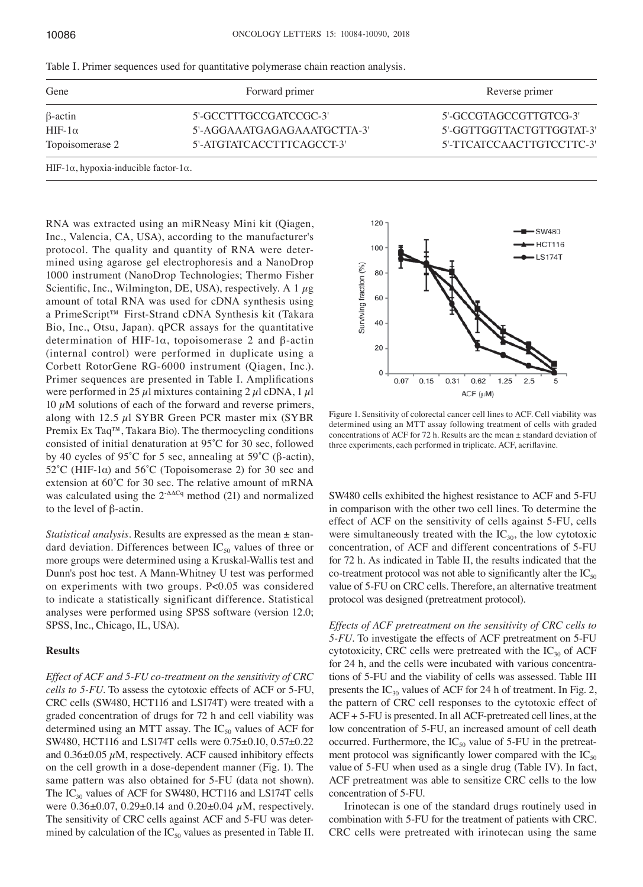Table I. Primer sequences used for quantitative polymerase chain reaction analysis.

| Gene | Forward primer | Reverse primer |
|---|---|---|
| β-actin | 5'-GCCTTTGCCGATCCGC-3' | 5'-GCCGTAGCCGTTGTCG-3' |
| HIF-1α | 5'-AGGAAATGAGAGAAATGCTTA-3' | 5'-GGTTGGTTACTGTTGGTAT-3' |
| Topoisomerase 2 | 5'-ATGTATCACCTTTCAGCCT-3' | 5'-TTCATCCAACTTGTCCTTC-3' |

HIF-1α, hypoxia-inducible factor-1α.

RNA was extracted using an miRNeasy Mini kit (Qiagen, Inc., Valencia, CA, USA), according to the manufacturer's protocol. The quality and quantity of RNA were determined using agarose gel electrophoresis and a NanoDrop 1000 instrument (NanoDrop Technologies; Thermo Fisher Scientific, Inc., Wilmington, DE, USA), respectively. A 1 $\mu$g amount of total RNA was used for cDNA synthesis using a PrimeScript™ First-Strand cDNA Synthesis kit (Takara Bio, Inc., Otsu, Japan). qPCR assays for the quantitative determination of HIF-1α, topoisomerase 2 and β-actin (internal control) were performed in duplicate using a Corbett RotorGene RG-6000 instrument (Qiagen, Inc.). Primer sequences are presented in Table I. Amplifications were performed in 25 $\mu$l mixtures containing 2 $\mu$l cDNA, 1 $\mu$l 10 $\mu$M solutions of each of the forward and reverse primers, along with 12.5 $\mu$l SYBR Green PCR master mix (SYBR Premix Ex Taq™, Takara Bio). The thermocycling conditions consisted of initial denaturation at 95˚C for 30 sec, followed by 40 cycles of 95˚C for 5 sec, annealing at 59˚C (β-actin), 52˚C (HIF-1α) and 56˚C (Topoisomerase 2) for 30 sec and extension at 60˚C for 30 sec. The relative amount of mRNA was calculated using the $2^{-\Delta\Delta Cq}$ method (21) and normalized to the level of β-actin.

*Statistical analysis.* Results are expressed as the mean ± standard deviation. Differences between $IC_{50}$ values of three or more groups were determined using a Kruskal-Wallis test and Dunn's post hoc test. A Mann-Whitney U test was performed on experiments with two groups. $P<0.05$ was considered to indicate a statistically significant difference. Statistical analyses were performed using SPSS software (version 12.0; SPSS, Inc., Chicago, IL, USA).

## Results

*Effect of ACF and 5-FU co-treatment on the sensitivity of CRC cells to 5-FU.* To assess the cytotoxic effects of ACF or 5-FU, CRC cells (SW480, HCT116 and LS174T) were treated with a graded concentration of drugs for 72 h and cell viability was determined using an MTT assay. The $IC_{50}$ values of ACF for SW480, HCT116 and LS174T cells were 0.75±0.10, 0.57±0.22 and 0.36±0.05 $\mu$M, respectively. ACF caused inhibitory effects on the cell growth in a dose-dependent manner (Fig. 1). The same pattern was also obtained for 5-FU (data not shown). The $IC_{30}$ values of ACF for SW480, HCT116 and LS174T cells were 0.36±0.07, 0.29±0.14 and 0.20±0.04 $\mu$M, respectively. The sensitivity of CRC cells against ACF and 5-FU was determined by calculation of the $IC_{50}$ values as presented in Table II.

Surviving fraction (%)
120
100
80
60
40
20
0
0.07 0.15 0.31 0.62 1.25 2.5 5
ACF (μM)
SW480
HCT116
LS174T

Figure 1. Sensitivity of colorectal cancer cell lines to ACF. Cell viability was determined using an MTT assay following treatment of cells with graded concentrations of ACF for 72 h. Results are the mean ± standard deviation of three experiments, each performed in triplicate. ACF, acriflavine.

SW480 cells exhibited the highest resistance to ACF and 5-FU in comparison with the other two cell lines. To determine the effect of ACF on the sensitivity of cells against 5-FU, cells were simultaneously treated with the $IC_{30}$, the low cytotoxic concentration, of ACF and different concentrations of 5-FU for 72 h. As indicated in Table II, the results indicated that the co-treatment protocol was not able to significantly alter the $IC_{50}$ value of 5-FU on CRC cells. Therefore, an alternative treatment protocol was designed (pretreatment protocol).

*Effects of ACF pretreatment on the sensitivity of CRC cells to 5-FU.* To investigate the effects of ACF pretreatment on 5-FU cytotoxicity, CRC cells were pretreated with the $IC_{30}$ of ACF for 24 h, and the cells were incubated with various concentrations of 5-FU and the viability of cells was assessed. Table III presents the $IC_{30}$ values of ACF for 24 h of treatment. In Fig. 2, the pattern of CRC cell responses to the cytotoxic effect of ACF + 5-FU is presented. In all ACF-pretreated cell lines, at the low concentration of 5-FU, an increased amount of cell death occurred. Furthermore, the $IC_{50}$ value of 5-FU in the pretreatment protocol was significantly lower compared with the $IC_{50}$ value of 5-FU when used as a single drug (Table IV). In fact, ACF pretreatment was able to sensitize CRC cells to the low concentration of 5-FU.

Irinotecan is one of the standard drugs routinely used in combination with 5-FU for the treatment of patients with CRC. CRC cells were pretreated with irinotecan using the same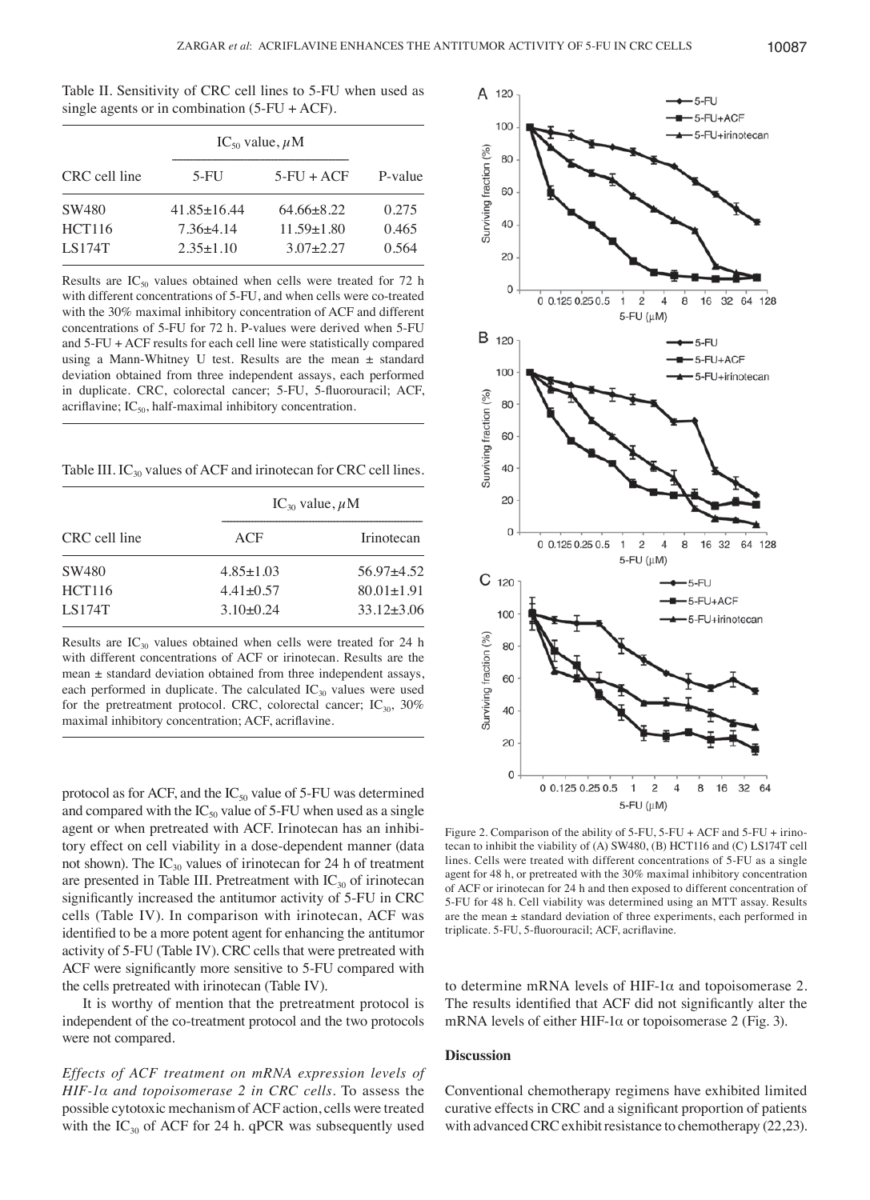Table II. Sensitivity of CRC cell lines to 5-FU when used as single agents or in combination (5-FU + ACF).

| | $IC_{50}$ value, $\mu$M | | |
|---|---|---|---|
| CRC cell line | 5-FU | 5-FU + ACF | P-value |
| SW480 | 41.85±16.44 | 64.66±8.22 | 0.275 |
| HCT116 | 7.36±4.14 | 11.59±1.80 | 0.465 |
| LS174T | 2.35±1.10 | 3.07±2.27 | 0.564 |

Results are $IC_{50}$ values obtained when cells were treated for 72 h with different concentrations of 5-FU, and when cells were co-treated with the 30% maximal inhibitory concentration of ACF and different concentrations of 5-FU for 72 h. P-values were derived when 5-FU and 5-FU + ACF results for each cell line were statistically compared using a Mann-Whitney U test. Results are the mean ± standard deviation obtained from three independent assays, each performed in duplicate. CRC, colorectal cancer; 5-FU, 5-fluorouracil; ACF, acriflavine; $IC_{50}$, half-maximal inhibitory concentration.

Table III. $IC_{30}$ values of ACF and irinotecan for CRC cell lines.

| | $IC_{30}$ value, $\mu$M | |
|---|---|---|
| CRC cell line | ACF | Irinotecan |
| SW480 | 4.85±1.03 | 56.97±4.52 |
| HCT116 | 4.41±0.57 | 80.01±1.91 |
| LS174T | 3.10±0.24 | 33.12±3.06 |

Results are $IC_{30}$ values obtained when cells were treated for 24 h with different concentrations of ACF or irinotecan. Results are the mean ± standard deviation obtained from three independent assays, each performed in duplicate. The calculated $IC_{30}$ values were used for the pretreatment protocol. CRC, colorectal cancer; $IC_{30}$, 30% maximal inhibitory concentration; ACF, acriflavine.

protocol as for ACF, and the $IC_{50}$ value of 5-FU was determined and compared with the $IC_{50}$ value of 5-FU when used as a single agent or when pretreated with ACF. Irinotecan has an inhibitory effect on cell viability in a dose-dependent manner (data not shown). The $IC_{30}$ values of irinotecan for 24 h of treatment are presented in Table III. Pretreatment with $IC_{30}$ of irinotecan significantly increased the antitumor activity of 5-FU in CRC cells (Table IV). In comparison with irinotecan, ACF was identified to be a more potent agent for enhancing the antitumor activity of 5-FU (Table IV). CRC cells that were pretreated with ACF were significantly more sensitive to 5-FU compared with the cells pretreated with irinotecan (Table IV).

It is worthy of mention that the pretreatment protocol is independent of the co-treatment protocol and the two protocols were not compared.

*Effects of ACF treatment on mRNA expression levels of HIF-1α and topoisomerase 2 in CRC cells.* To assess the possible cytotoxic mechanism of ACF action, cells were treated with the $IC_{30}$ of ACF for 24 h. qPCR was subsequently used to determine mRNA levels of HIF-1α and topoisomerase 2. The results identified that ACF did not significantly alter the mRNA levels of either HIF-1α or topoisomerase 2 (Fig. 3).

A
5-FU
5-FU+ACF
5-FU+irinotecan
Surviving fraction (%)
5-FU (μM)

B
5-FU
5-FU+ACF
5-FU+irinotecan
Surviving fraction (%)
5-FU (μM)

C
5-FU
5-FU+ACF
5-FU+irinotecan
Surviving fraction (%)
5-FU (μM)

Figure 2. Comparison of the ability of 5-FU, 5-FU + ACF and 5-FU + irinotecan to inhibit the viability of (A) SW480, (B) HCT116 and (C) LS174T cell lines. Cells were treated with different concentrations of 5-FU as a single agent for 48 h, or pretreated with the 30% maximal inhibitory concentration of ACF or irinotecan for 24 h and then exposed to different concentration of 5-FU for 48 h. Cell viability was determined using an MTT assay. Results are the mean ± standard deviation of three experiments, each performed in triplicate. 5-FU, 5-fluorouracil; ACF, acriflavine.

## Discussion

Conventional chemotherapy regimens have exhibited limited curative effects in CRC and a significant proportion of patients with advanced CRC exhibit resistance to chemotherapy (22,23).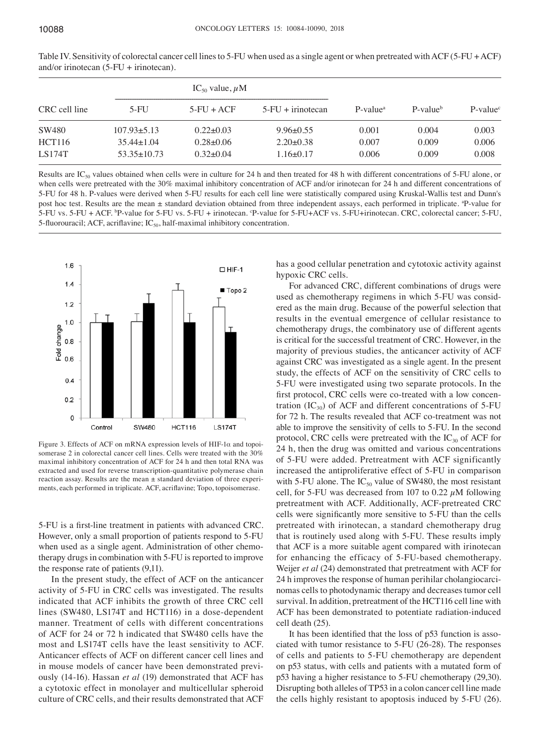Table IV. Sensitivity of colorectal cancer cell lines to 5-FU when used as a single agent or when pretreated with ACF (5-FU + ACF) and/or irinotecan (5-FU + irinotecan).

| CRC cell line | $IC_{50}$ value, $\mu$M | | | P-value[a] | P-value[b] | P-value[c] |
|---|---|---|---|---|---|---|
| | 5-FU | 5-FU + ACF | 5-FU + irinotecan | | | |
| SW480 | 107.93±5.13 | 0.22±0.03 | 9.96±0.55 | 0.001 | 0.004 | 0.003 |
| HCT116 | 35.44±1.04 | 0.28±0.06 | 2.20±0.38 | 0.007 | 0.009 | 0.006 |
| LS174T | 53.35±10.73 | 0.32±0.04 | 1.16±0.17 | 0.006 | 0.009 | 0.008 |

Results are $IC_{50}$ values obtained when cells were in culture for 24 h and then treated for 48 h with different concentrations of 5-FU alone, or when cells were pretreated with the 30% maximal inhibitory concentration of ACF and/or irinotecan for 24 h and different concentrations of 5-FU for 48 h. P-values were derived when 5-FU results for each cell line were statistically compared using Kruskal-Wallis test and Dunn's post hoc test. Results are the mean ± standard deviation obtained from three independent assays, each performed in triplicate. [a]P-value for 5-FU vs. 5-FU + ACF. [b]P-value for 5-FU vs. 5-FU + irinotecan. [c]P-value for 5-FU+ACF vs. 5-FU+irinotecan. CRC, colorectal cancer; 5-FU, 5-fluorouracil; ACF, acriflavine; $IC_{50}$, half-maximal inhibitory concentration.

1.6
1.4
1.2
1.0
0.8
0.6
0.4
0.2
0
Fold change
HIF-1
Topo 2
Control
SW480
HCT116
LS174T

Figure 3. Effects of ACF on mRNA expression levels of HIF-1α and topoisomerase 2 in colorectal cancer cell lines. Cells were treated with the 30% maximal inhibitory concentration of ACF for 24 h and then total RNA was extracted and used for reverse transcription-quantitative polymerase chain reaction assay. Results are the mean ± standard deviation of three experiments, each performed in triplicate. ACF, acriflavine; Topo, topoisomerase.

5-FU is a first-line treatment in patients with advanced CRC. However, only a small proportion of patients respond to 5-FU when used as a single agent. Administration of other chemotherapy drugs in combination with 5-FU is reported to improve the response rate of patients (9,11).

In the present study, the effect of ACF on the anticancer activity of 5-FU in CRC cells was investigated. The results indicated that ACF inhibits the growth of three CRC cell lines (SW480, LS174T and HCT116) in a dose-dependent manner. Treatment of cells with different concentrations of ACF for 24 or 72 h indicated that SW480 cells have the most and LS174T cells have the least sensitivity to ACF. Anticancer effects of ACF on different cancer cell lines and in mouse models of cancer have been demonstrated previously (14-16). Hassan *et al* (19) demonstrated that ACF has a cytotoxic effect in monolayer and multicellular spheroid culture of CRC cells, and their results demonstrated that ACF has a good cellular penetration and cytotoxic activity against hypoxic CRC cells.

For advanced CRC, different combinations of drugs were used as chemotherapy regimens in which 5-FU was considered as the main drug. Because of the powerful selection that results in the eventual emergence of cellular resistance to chemotherapy drugs, the combinatory use of different agents is critical for the successful treatment of CRC. However, in the majority of previous studies, the anticancer activity of ACF against CRC was investigated as a single agent. In the present study, the effects of ACF on the sensitivity of CRC cells to 5-FU were investigated using two separate protocols. In the first protocol, CRC cells were co-treated with a low concentration ($IC_{30}$) of ACF and different concentrations of 5-FU for 72 h. The results revealed that ACF co-treatment was not able to improve the sensitivity of cells to 5-FU. In the second protocol, CRC cells were pretreated with the $IC_{30}$ of ACF for 24 h, then the drug was omitted and various concentrations of 5-FU were added. Pretreatment with ACF significantly increased the antiproliferative effect of 5-FU in comparison with 5-FU alone. The $IC_{50}$ value of SW480, the most resistant cell, for 5-FU was decreased from 107 to 0.22 $\mu$M following pretreatment with ACF. Additionally, ACF-pretreated CRC cells were significantly more sensitive to 5-FU than the cells pretreated with irinotecan, a standard chemotherapy drug that is routinely used along with 5-FU. These results imply that ACF is a more suitable agent compared with irinotecan for enhancing the efficacy of 5-FU-based chemotherapy. Weijer *et al* (24) demonstrated that pretreatment with ACF for 24 h improves the response of human perihilar cholangiocarcinomas cells to photodynamic therapy and decreases tumor cell survival. In addition, pretreatment of the HCT116 cell line with ACF has been demonstrated to potentiate radiation-induced cell death (25).

It has been identified that the loss of p53 function is associated with tumor resistance to 5-FU (26-28). The responses of cells and patients to 5-FU chemotherapy are dependent on p53 status, with cells and patients with a mutated form of p53 having a higher resistance to 5-FU chemotherapy (29,30). Disrupting both alleles of TP53 in a colon cancer cell line made the cells highly resistant to apoptosis induced by 5-FU (26).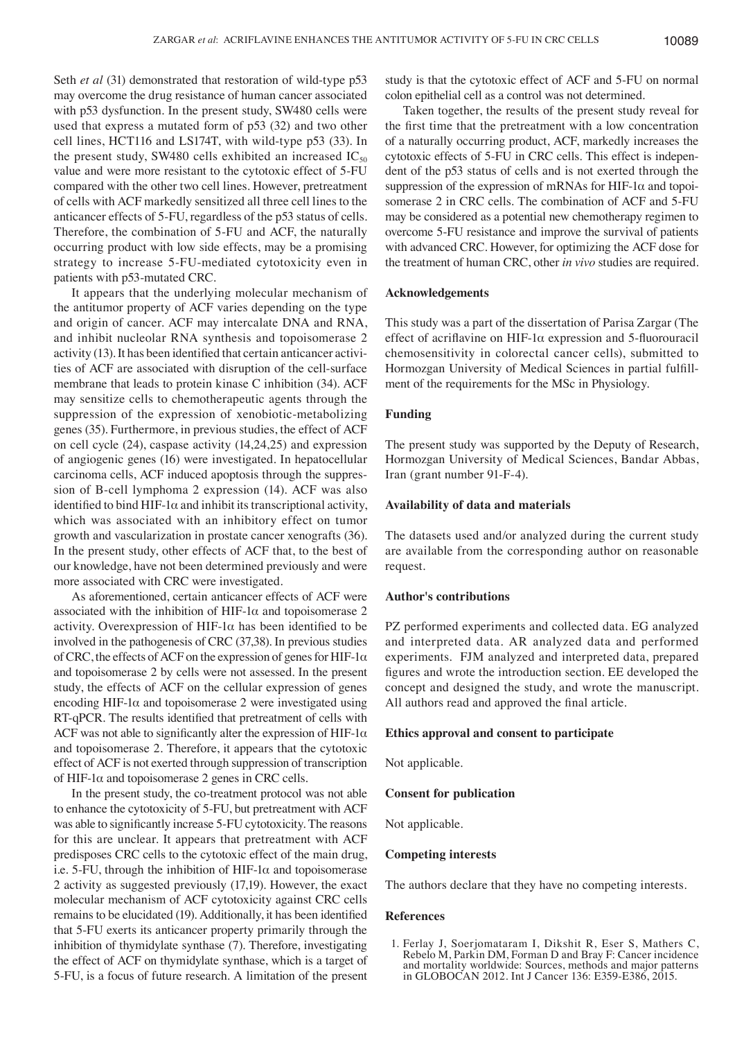Seth *et al* (31) demonstrated that restoration of wild-type p53 may overcome the drug resistance of human cancer associated with p53 dysfunction. In the present study, SW480 cells were used that express a mutated form of p53 (32) and two other cell lines, HCT116 and LS174T, with wild-type p53 (33). In the present study, SW480 cells exhibited an increased $IC_{50}$ value and were more resistant to the cytotoxic effect of 5-FU compared with the other two cell lines. However, pretreatment of cells with ACF markedly sensitized all three cell lines to the anticancer effects of 5-FU, regardless of the p53 status of cells. Therefore, the combination of 5-FU and ACF, the naturally occurring product with low side effects, may be a promising strategy to increase 5-FU-mediated cytotoxicity even in patients with p53-mutated CRC.

It appears that the underlying molecular mechanism of the antitumor property of ACF varies depending on the type and origin of cancer. ACF may intercalate DNA and RNA, and inhibit nucleolar RNA synthesis and topoisomerase 2 activity (13). It has been identified that certain anticancer activities of ACF are associated with disruption of the cell-surface membrane that leads to protein kinase C inhibition (34). ACF may sensitize cells to chemotherapeutic agents through the suppression of the expression of xenobiotic-metabolizing genes (35). Furthermore, in previous studies, the effect of ACF on cell cycle (24), caspase activity (14,24,25) and expression of angiogenic genes (16) were investigated. In hepatocellular carcinoma cells, ACF induced apoptosis through the suppression of B-cell lymphoma 2 expression (14). ACF was also identified to bind HIF-1α and inhibit its transcriptional activity, which was associated with an inhibitory effect on tumor growth and vascularization in prostate cancer xenografts (36). In the present study, other effects of ACF that, to the best of our knowledge, have not been determined previously and were more associated with CRC were investigated.

As aforementioned, certain anticancer effects of ACF were associated with the inhibition of HIF-1α and topoisomerase 2 activity. Overexpression of HIF-1α has been identified to be involved in the pathogenesis of CRC (37,38). In previous studies of CRC, the effects of ACF on the expression of genes for HIF-1α and topoisomerase 2 by cells were not assessed. In the present study, the effects of ACF on the cellular expression of genes encoding HIF-1α and topoisomerase 2 were investigated using RT-qPCR. The results identified that pretreatment of cells with ACF was not able to significantly alter the expression of HIF-1α and topoisomerase 2. Therefore, it appears that the cytotoxic effect of ACF is not exerted through suppression of transcription of HIF-1α and topoisomerase 2 genes in CRC cells.

In the present study, the co-treatment protocol was not able to enhance the cytotoxicity of 5-FU, but pretreatment with ACF was able to significantly increase 5-FU cytotoxicity. The reasons for this are unclear. It appears that pretreatment with ACF predisposes CRC cells to the cytotoxic effect of the main drug, i.e. 5-FU, through the inhibition of HIF-1α and topoisomerase 2 activity as suggested previously (17,19). However, the exact molecular mechanism of ACF cytotoxicity against CRC cells remains to be elucidated (19). Additionally, it has been identified that 5-FU exerts its anticancer property primarily through the inhibition of thymidylate synthase (7). Therefore, investigating the effect of ACF on thymidylate synthase, which is a target of 5-FU, is a focus of future research. A limitation of the present study is that the cytotoxic effect of ACF and 5-FU on normal colon epithelial cell as a control was not determined.

Taken together, the results of the present study reveal for the first time that the pretreatment with a low concentration of a naturally occurring product, ACF, markedly increases the cytotoxic effects of 5-FU in CRC cells. This effect is independent of the p53 status of cells and is not exerted through the suppression of the expression of mRNAs for HIF-1α and topoisomerase 2 in CRC cells. The combination of ACF and 5-FU may be considered as a potential new chemotherapy regimen to overcome 5-FU resistance and improve the survival of patients with advanced CRC. However, for optimizing the ACF dose for the treatment of human CRC, other *in vivo* studies are required.

## Acknowledgements

This study was a part of the dissertation of Parisa Zargar (The effect of acriflavine on HIF-1α expression and 5-fluorouracil chemosensitivity in colorectal cancer cells), submitted to Hormozgan University of Medical Sciences in partial fulfillment of the requirements for the MSc in Physiology.

## Funding

The present study was supported by the Deputy of Research, Hormozgan University of Medical Sciences, Bandar Abbas, Iran (grant number 91-F-4).

## Availability of data and materials

The datasets used and/or analyzed during the current study are available from the corresponding author on reasonable request.

## Author's contributions

PZ performed experiments and collected data. EG analyzed and interpreted data. AR analyzed data and performed experiments. FJM analyzed and interpreted data, prepared figures and wrote the introduction section. EE developed the concept and designed the study, and wrote the manuscript. All authors read and approved the final article.

## Ethics approval and consent to participate

Not applicable.

## Consent for publication

Not applicable.

## Competing interests

The authors declare that they have no competing interests.

## References

1. Ferlay J, Soerjomataram I, Dikshit R, Eser S, Mathers C, Rebelo M, Parkin DM, Forman D and Bray F: Cancer incidence and mortality worldwide: Sources, methods and major patterns in GLOBOCAN 2012. Int J Cancer 136: E359-E386, 2015.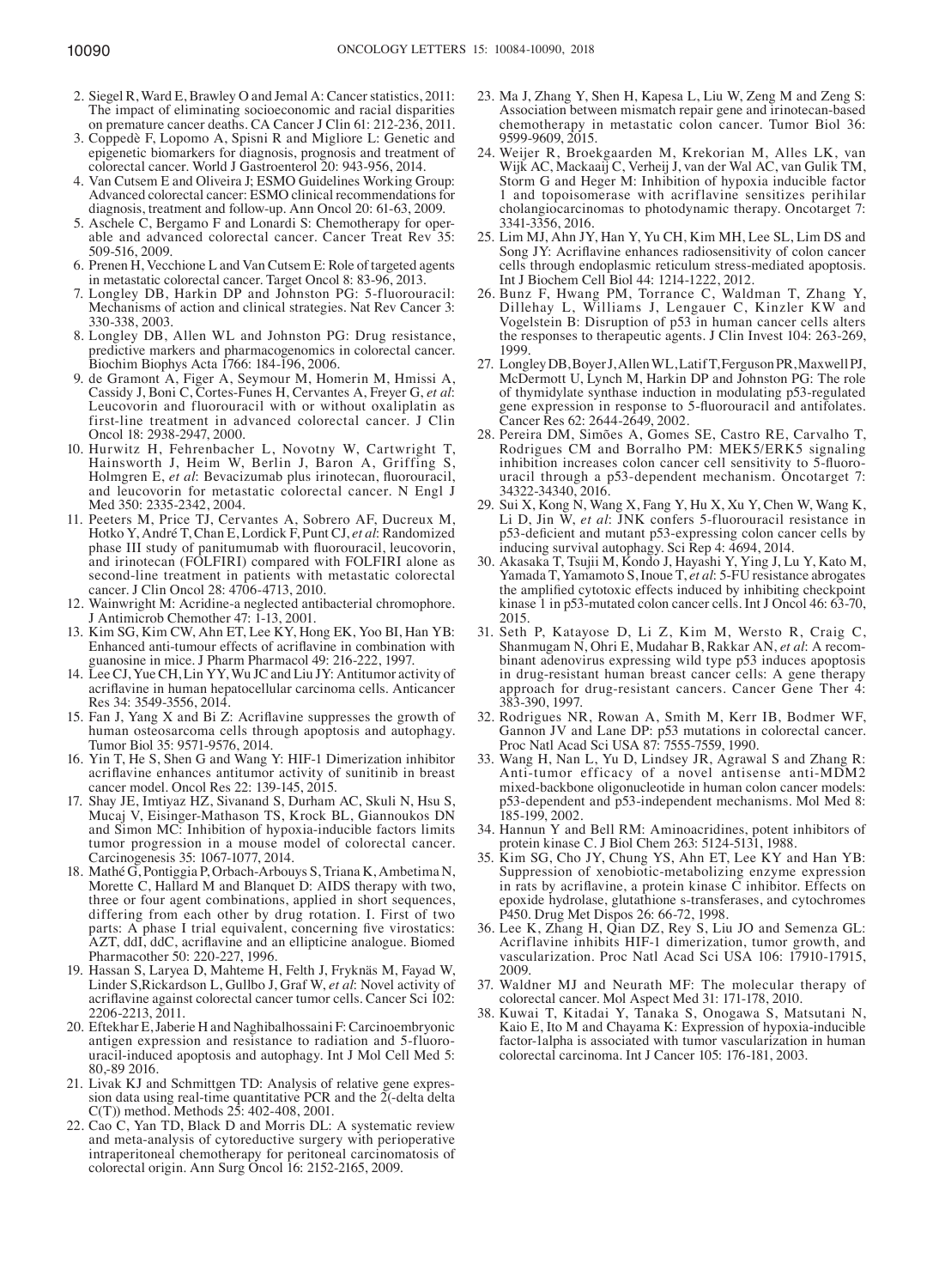2. Siegel R, Ward E, Brawley O and Jemal A: Cancer statistics, 2011: The impact of eliminating socioeconomic and racial disparities on premature cancer deaths. CA Cancer J Clin 61: 212-236, 2011.
3. Coppedè F, Lopomo A, Spisni R and Migliore L: Genetic and epigenetic biomarkers for diagnosis, prognosis and treatment of colorectal cancer. World J Gastroenterol 20: 943-956, 2014.
4. Van Cutsem E and Oliveira J; ESMO Guidelines Working Group: Advanced colorectal cancer: ESMO clinical recommendations for diagnosis, treatment and follow-up. Ann Oncol 20: 61-63, 2009.
5. Aschele C, Bergamo F and Lonardi S: Chemotherapy for operable and advanced colorectal cancer. Cancer Treat Rev 35: 509-516, 2009.
6. Prenen H, Vecchione L and Van Cutsem E: Role of targeted agents in metastatic colorectal cancer. Target Oncol 8: 83-96, 2013.
7. Longley DB, Harkin DP and Johnston PG: 5-fluorouracil: Mechanisms of action and clinical strategies. Nat Rev Cancer 3: 330-338, 2003.
8. Longley DB, Allen WL and Johnston PG: Drug resistance, predictive markers and pharmacogenomics in colorectal cancer. Biochim Biophys Acta 1766: 184-196, 2006.
9. de Gramont A, Figer A, Seymour M, Homerin M, Hmissi A, Cassidy J, Boni C, Cortes-Funes H, Cervantes A, Freyer G, *et al*: Leucovorin and fluorouracil with or without oxaliplatin as first-line treatment in advanced colorectal cancer. J Clin Oncol 18: 2938-2947, 2000.
10. Hurwitz H, Fehrenbacher L, Novotny W, Cartwright T, Hainsworth J, Heim W, Berlin J, Baron A, Griffing S, Holmgren E, *et al*: Bevacizumab plus irinotecan, fluorouracil, and leucovorin for metastatic colorectal cancer. N Engl J Med 350: 2335-2342, 2004.
11. Peeters M, Price TJ, Cervantes A, Sobrero AF, Ducreux M, Hotko Y, André T, Chan E, Lordick F, Punt CJ, *et al*: Randomized phase III study of panitumumab with fluorouracil, leucovorin, and irinotecan (FOLFIRI) compared with FOLFIRI alone as second-line treatment in patients with metastatic colorectal cancer. J Clin Oncol 28: 4706-4713, 2010.
12. Wainwright M: Acridine-a neglected antibacterial chromophore. J Antimicrob Chemother 47: 1-13, 2001.
13. Kim SG, Kim CW, Ahn ET, Lee KY, Hong EK, Yoo BI, Han YB: Enhanced anti-tumour effects of acriflavine in combination with guanosine in mice. J Pharm Pharmacol 49: 216-222, 1997.
14. Lee CJ, Yue CH, Lin YY, Wu JC and Liu JY: Antitumor activity of acriflavine in human hepatocellular carcinoma cells. Anticancer Res 34: 3549-3556, 2014.
15. Fan J, Yang X and Bi Z: Acriflavine suppresses the growth of human osteosarcoma cells through apoptosis and autophagy. Tumor Biol 35: 9571-9576, 2014.
16. Yin T, He S, Shen G and Wang Y: HIF-1 Dimerization inhibitor acriflavine enhances antitumor activity of sunitinib in breast cancer model. Oncol Res 22: 139-145, 2015.
17. Shay JE, Imtiyaz HZ, Sivanand S, Durham AC, Skuli N, Hsu S, Mucaj V, Eisinger-Mathason TS, Krock BL, Giannoukos DN and Simon MC: Inhibition of hypoxia-inducible factors limits tumor progression in a mouse model of colorectal cancer. Carcinogenesis 35: 1067-1077, 2014.
18. Mathé G, Pontiggia P, Orbach-Arbouys S, Triana K, Ambetima N, Morette C, Hallard M and Blanquet D: AIDS therapy with two, three or four agent combinations, applied in short sequences, differing from each other by drug rotation. I. First of two parts: A phase I trial equivalent, concerning five virostatics: AZT, ddI, ddC, acriflavine and an ellipticine analogue. Biomed Pharmacother 50: 220-227, 1996.
19. Hassan S, Laryea D, Mahteme H, Felth J, Fryknäs M, Fayad W, Linder S,Rickardson L, Gullbo J, Graf W, *et al*: Novel activity of acriflavine against colorectal cancer tumor cells. Cancer Sci 102: 2206-2213, 2011.
20. Eftekhar E, Jaberie H and Naghibalhossaini F: Carcinoembryonic antigen expression and resistance to radiation and 5-fluorouracil-induced apoptosis and autophagy. Int J Mol Cell Med 5: 80,-89 2016.
21. Livak KJ and Schmittgen TD: Analysis of relative gene expression data using real-time quantitative PCR and the 2(-delta delta C(T)) method. Methods 25: 402-408, 2001.
22. Cao C, Yan TD, Black D and Morris DL: A systematic review and meta-analysis of cytoreductive surgery with perioperative intraperitoneal chemotherapy for peritoneal carcinomatosis of colorectal origin. Ann Surg Oncol 16: 2152-2165, 2009.
23. Ma J, Zhang Y, Shen H, Kapesa L, Liu W, Zeng M and Zeng S: Association between mismatch repair gene and irinotecan-based chemotherapy in metastatic colon cancer. Tumor Biol 36: 9599-9609, 2015.
24. Weijer R, Broekgaarden M, Krekorian M, Alles LK, van Wijk AC, Mackaaij C, Verheij J, van der Wal AC, van Gulik TM, Storm G and Heger M: Inhibition of hypoxia inducible factor 1 and topoisomerase with acriflavine sensitizes perihilar cholangiocarcinomas to photodynamic therapy. Oncotarget 7: 3341-3356, 2016.
25. Lim MJ, Ahn JY, Han Y, Yu CH, Kim MH, Lee SL, Lim DS and Song JY: Acriflavine enhances radiosensitivity of colon cancer cells through endoplasmic reticulum stress-mediated apoptosis. Int J Biochem Cell Biol 44: 1214-1222, 2012.
26. Bunz F, Hwang PM, Torrance C, Waldman T, Zhang Y, Dillehay L, Williams J, Lengauer C, Kinzler KW and Vogelstein B: Disruption of p53 in human cancer cells alters the responses to therapeutic agents. J Clin Invest 104: 263-269, 1999.
27. Longley DB, Boyer J, Allen WL, Latif T, Ferguson PR, Maxwell PJ, McDermott U, Lynch M, Harkin DP and Johnston PG: The role of thymidylate synthase induction in modulating p53-regulated gene expression in response to 5-fluorouracil and antifolates. Cancer Res 62: 2644-2649, 2002.
28. Pereira DM, Simões A, Gomes SE, Castro RE, Carvalho T, Rodrigues CM and Borralho PM: MEK5/ERK5 signaling inhibition increases colon cancer cell sensitivity to 5-fluorouracil through a p53-dependent mechanism. Oncotarget 7: 34322-34340, 2016.
29. Sui X, Kong N, Wang X, Fang Y, Hu X, Xu Y, Chen W, Wang K, Li D, Jin W, *et al*: JNK confers 5-fluorouracil resistance in p53-deficient and mutant p53-expressing colon cancer cells by inducing survival autophagy. Sci Rep 4: 4694, 2014.
30. Akasaka T, Tsujii M, Kondo J, Hayashi Y, Ying J, Lu Y, Kato M, Yamada T, Yamamoto S, Inoue T, *et al*: 5-FU resistance abrogates the amplified cytotoxic effects induced by inhibiting checkpoint kinase 1 in p53-mutated colon cancer cells. Int J Oncol 46: 63-70, 2015.
31. Seth P, Katayose D, Li Z, Kim M, Wersto R, Craig C, Shanmugam N, Ohri E, Mudahar B, Rakkar AN, *et al*: A recombinant adenovirus expressing wild type p53 induces apoptosis in drug-resistant human breast cancer cells: A gene therapy approach for drug-resistant cancers. Cancer Gene Ther 4: 383-390, 1997.
32. Rodrigues NR, Rowan A, Smith M, Kerr IB, Bodmer WF, Gannon JV and Lane DP: p53 mutations in colorectal cancer. Proc Natl Acad Sci USA 87: 7555-7559, 1990.
33. Wang H, Nan L, Yu D, Lindsey JR, Agrawal S and Zhang R: Anti-tumor efficacy of a novel antisense anti-MDM2 mixed-backbone oligonucleotide in human colon cancer models: p53-dependent and p53-independent mechanisms. Mol Med 8: 185-199, 2002.
34. Hannun Y and Bell RM: Aminoacridines, potent inhibitors of protein kinase C. J Biol Chem 263: 5124-5131, 1988.
35. Kim SG, Cho JY, Chung YS, Ahn ET, Lee KY and Han YB: Suppression of xenobiotic-metabolizing enzyme expression in rats by acriflavine, a protein kinase C inhibitor. Effects on epoxide hydrolase, glutathione s-transferases, and cytochromes P450. Drug Met Dispos 26: 66-72, 1998.
36. Lee K, Zhang H, Qian DZ, Rey S, Liu JO and Semenza GL: Acriflavine inhibits HIF-1 dimerization, tumor growth, and vascularization. Proc Natl Acad Sci USA 106: 17910-17915, 2009.
37. Waldner MJ and Neurath MF: The molecular therapy of colorectal cancer. Mol Aspect Med 31: 171-178, 2010.
38. Kuwai T, Kitadai Y, Tanaka S, Onogawa S, Matsutani N, Kaio E, Ito M and Chayama K: Expression of hypoxia-inducible factor-1alpha is associated with tumor vascularization in human colorectal carcinoma. Int J Cancer 105: 176-181, 2003.